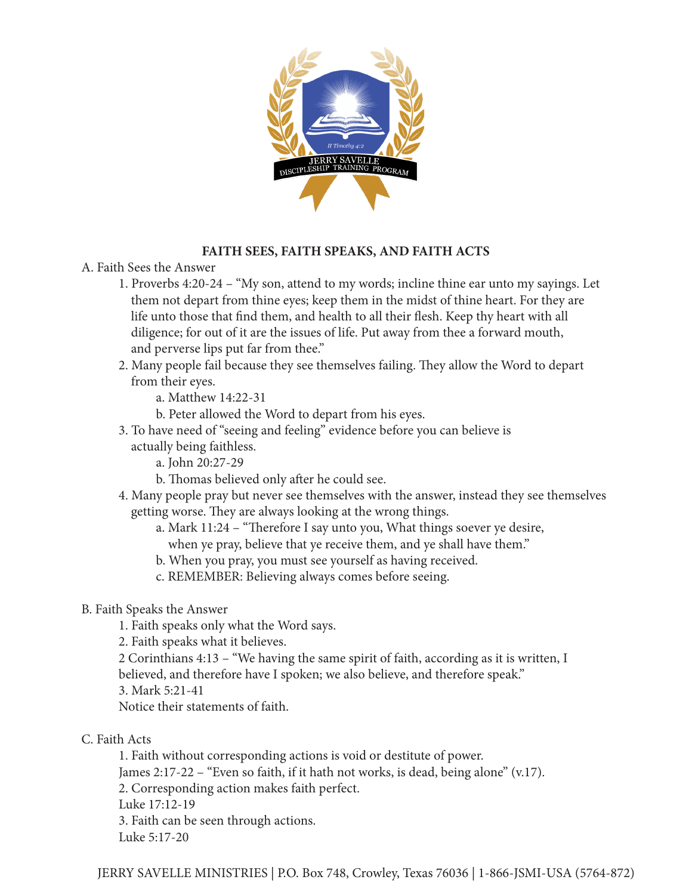# FAITH SEES, FAITH SPEAKS, AND FAITH ACTS

A. Faith Sees the Answer

1. Proverbs 4:20-24 – "My son, attend to my words; incline thine ear unto my sayings. Let them not depart from thine eyes; keep them in the midst of thine heart. For they are life unto those that find them, and health to all their flesh. Keep thy heart with all diligence; for out of it are the issues of life. Put away from thee a forward mouth, and perverse lips put far from thee."
2. Many people fail because they see themselves failing. They allow the Word to depart from their eyes.
   a. Matthew 14:22-31
   b. Peter allowed the Word to depart from his eyes.
3. To have need of "seeing and feeling" evidence before you can believe is actually being faithless.
   a. John 20:27-29
   b. Thomas believed only after he could see.
4. Many people pray but never see themselves with the answer, instead they see themselves getting worse. They are always looking at the wrong things.
   a. Mark 11:24 – "Therefore I say unto you, What things soever ye desire, when ye pray, believe that ye receive them, and ye shall have them."
   b. When you pray, you must see yourself as having received.
   c. REMEMBER: Believing always comes before seeing.

B. Faith Speaks the Answer

1. Faith speaks only what the Word says.
2. Faith speaks what it believes.
   2 Corinthians 4:13 – "We having the same spirit of faith, according as it is written, I believed, and therefore have I spoken; we also believe, and therefore speak."
3. Mark 5:21-41
   Notice their statements of faith.

C. Faith Acts

1. Faith without corresponding actions is void or destitute of power.
   James 2:17-22 – "Even so faith, if it hath not works, is dead, being alone" (v.17).
2. Corresponding action makes faith perfect.
   Luke 17:12-19
3. Faith can be seen through actions.
   Luke 5:17-20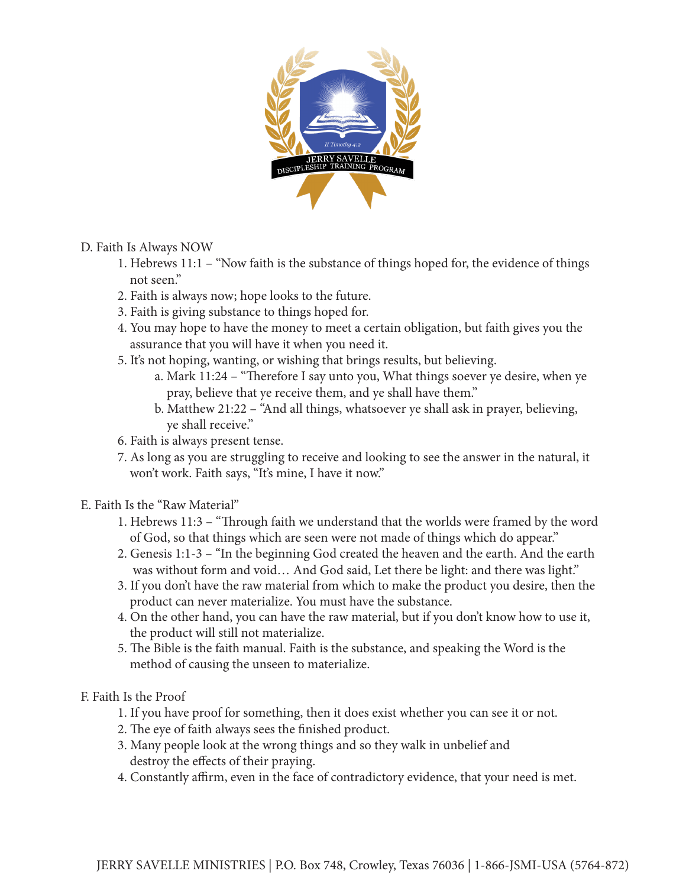D. Faith Is Always NOW

1. Hebrews 11:1 – "Now faith is the substance of things hoped for, the evidence of things not seen."
2. Faith is always now; hope looks to the future.
3. Faith is giving substance to things hoped for.
4. You may hope to have the money to meet a certain obligation, but faith gives you the assurance that you will have it when you need it.
5. It's not hoping, wanting, or wishing that brings results, but believing.
    a. Mark 11:24 – "Therefore I say unto you, What things soever ye desire, when ye pray, believe that ye receive them, and ye shall have them."
    b. Matthew 21:22 – "And all things, whatsoever ye shall ask in prayer, believing, ye shall receive."
6. Faith is always present tense.
7. As long as you are struggling to receive and looking to see the answer in the natural, it won't work. Faith says, "It's mine, I have it now."

E. Faith Is the "Raw Material"

1. Hebrews 11:3 – "Through faith we understand that the worlds were framed by the word of God, so that things which are seen were not made of things which do appear."
2. Genesis 1:1-3 – "In the beginning God created the heaven and the earth. And the earth was without form and void… And God said, Let there be light: and there was light."
3. If you don't have the raw material from which to make the product you desire, then the product can never materialize. You must have the substance.
4. On the other hand, you can have the raw material, but if you don't know how to use it, the product will still not materialize.
5. The Bible is the faith manual. Faith is the substance, and speaking the Word is the method of causing the unseen to materialize.

F. Faith Is the Proof

1. If you have proof for something, then it does exist whether you can see it or not.
2. The eye of faith always sees the finished product.
3. Many people look at the wrong things and so they walk in unbelief and destroy the effects of their praying.
4. Constantly affirm, even in the face of contradictory evidence, that your need is met.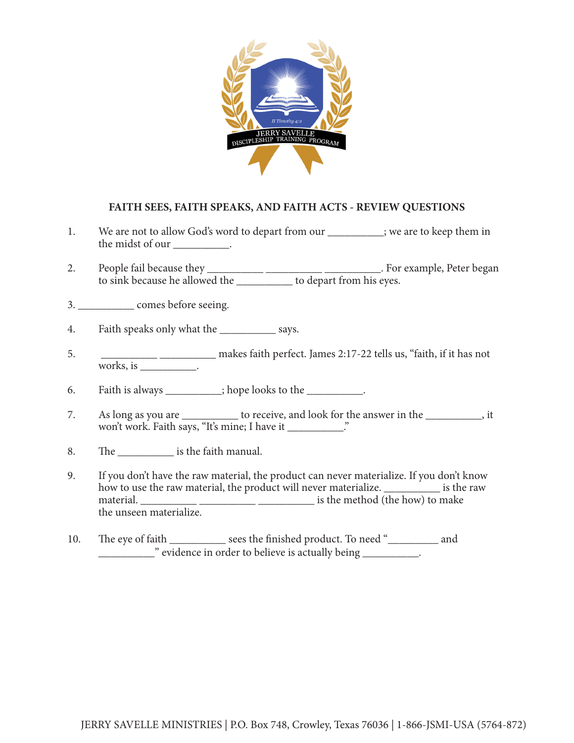## FAITH SEES, FAITH SPEAKS, AND FAITH ACTS - REVIEW QUESTIONS

1. We are not to allow God's word to depart from our __________; we are to keep them in the midst of our __________.

2. People fail because they __________ __________ __________. For example, Peter began to sink because he allowed the __________ to depart from his eyes.

3. __________ comes before seeing.

4. Faith speaks only what the __________ says.

5. __________ __________ makes faith perfect. James 2:17-22 tells us, "faith, if it has not works, is __________.

6. Faith is always __________; hope looks to the __________.

7. As long as you are __________ to receive, and look for the answer in the __________, it won't work. Faith says, "It's mine; I have it __________."

8. The __________ is the faith manual.

9. If you don't have the raw material, the product can never materialize. If you don't know how to use the raw material, the product will never materialize. __________ is the raw material. __________ __________ __________ is the method (the how) to make the unseen materialize.

10. The eye of faith __________ sees the finished product. To need "_________ and __________" evidence in order to believe is actually being __________.

JERRY SAVELLE MINISTRIES | P.O. Box 748, Crowley, Texas 76036 | 1-866-JSMI-USA (5764-872)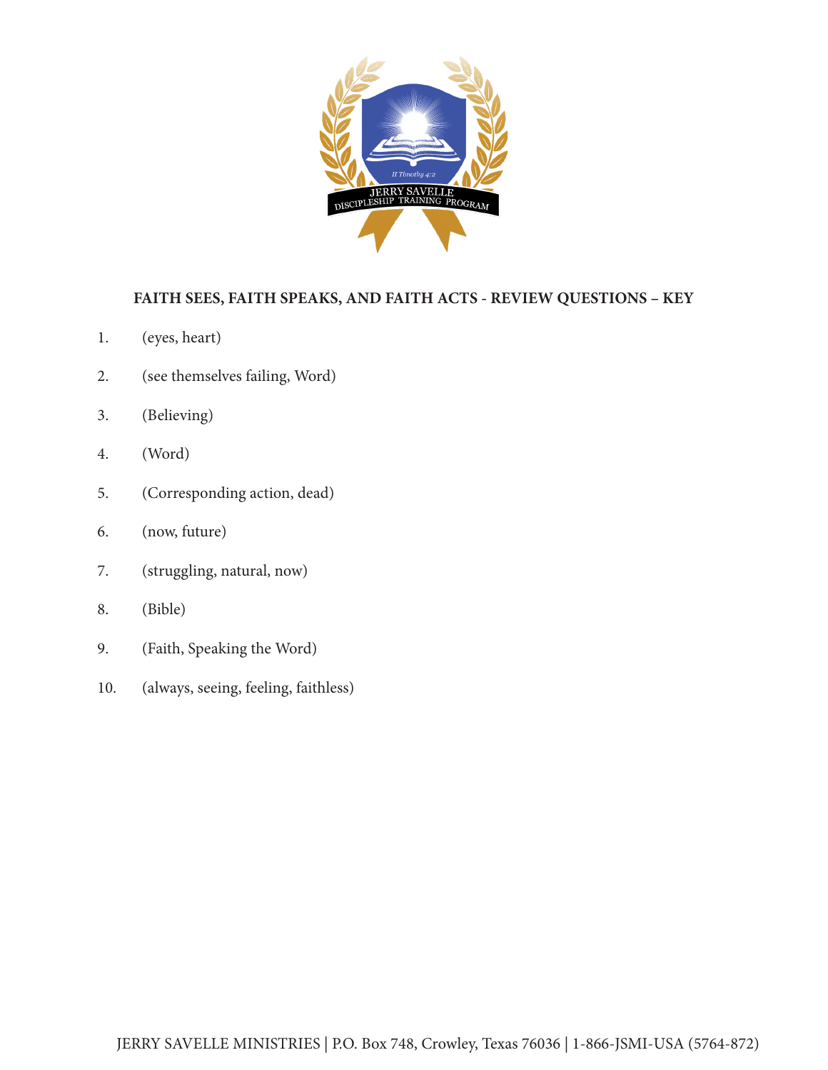**FAITH SEES, FAITH SPEAKS, AND FAITH ACTS - REVIEW QUESTIONS – KEY**

1. (eyes, heart)
2. (see themselves failing, Word)
3. (Believing)
4. (Word)
5. (Corresponding action, dead)
6. (now, future)
7. (struggling, natural, now)
8. (Bible)
9. (Faith, Speaking the Word)
10. (always, seeing, feeling, faithless)

JERRY SAVELLE MINISTRIES | P.O. Box 748, Crowley, Texas 76036 | 1-866-JSMI-USA (5764-872)